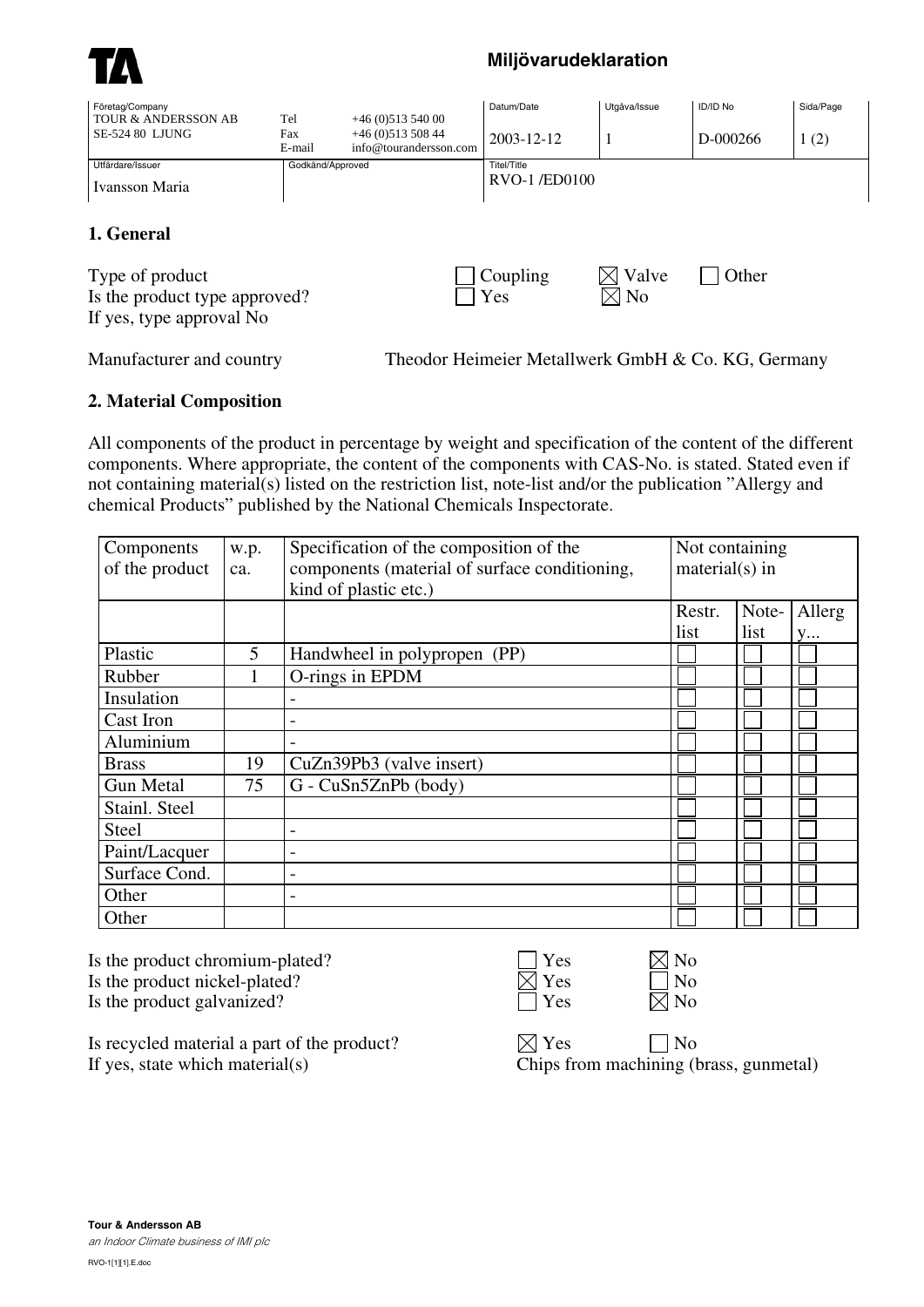**TA**

# Miljövarudeklaration

| Företag/Company | | | Datum/Date | Utgåva/Issue | ID/ID No | Sida/Page |
|---|---|---|---|---|---|---|
| TOUR & ANDERSSON AB<br>SE-524 80 LJUNG | Tel<br>Fax<br>E-mail | +46 (0)513 540 00<br>+46 (0)513 508 44<br>info@tourandersson.com | 2003-12-12 | 1 | D-000266 | 1 (2) |
| Utfärdare/Issuer | Godkänd/Approved | | Titel/Title | | | |
| Ivansson Maria | | | RVO-1 /ED0100 | | | |

## 1. General

Type of product — ☐ Coupling ☒ Valve ☐ Other

Is the product type approved? — ☐ Yes ☒ No

If yes, type approval No

Manufacturer and country — Theodor Heimeier Metallwerk GmbH & Co. KG, Germany

## 2. Material Composition

All components of the product in percentage by weight and specification of the content of the different components. Where appropriate, the content of the components with CAS-No. is stated. Stated even if not containing material(s) listed on the restriction list, note-list and/or the publication "Allergy and chemical Products" published by the National Chemicals Inspectorate.

| Components of the product | w.p. ca. | Specification of the composition of the components (material of surface conditioning, kind of plastic etc.) | Not containing material(s) in | | |
|---|---|---|---|---|---|
| | | | Restr. list | Note-list | Allergy... |
| Plastic | 5 | Handwheel in polypropen (PP) | ☐ | ☐ | ☐ |
| Rubber | 1 | O-rings in EPDM | ☐ | ☐ | ☐ |
| Insulation | | - | ☐ | ☐ | ☐ |
| Cast Iron | | - | ☐ | ☐ | ☐ |
| Aluminium | | - | ☐ | ☐ | ☐ |
| Brass | 19 | CuZn39Pb3 (valve insert) | ☐ | ☐ | ☐ |
| Gun Metal | 75 | G - CuSn5ZnPb (body) | ☐ | ☐ | ☐ |
| Stainl. Steel | | | ☐ | ☐ | ☐ |
| Steel | | - | ☐ | ☐ | ☐ |
| Paint/Lacquer | | - | ☐ | ☐ | ☐ |
| Surface Cond. | | - | ☐ | ☐ | ☐ |
| Other | | - | ☐ | ☐ | ☐ |
| Other | | | ☐ | ☐ | ☐ |

Is the product chromium-plated? — ☐ Yes ☒ No

Is the product nickel-plated? — ☒ Yes ☐ No

Is the product galvanized? — ☐ Yes ☒ No

Is recycled material a part of the product? — ☒ Yes ☐ No

If yes, state which material(s) — Chips from machining (brass, gunmetal)

**Tour & Andersson AB**
*an Indoor Climate business of IMI plc*

RVO-1[1][1].E.doc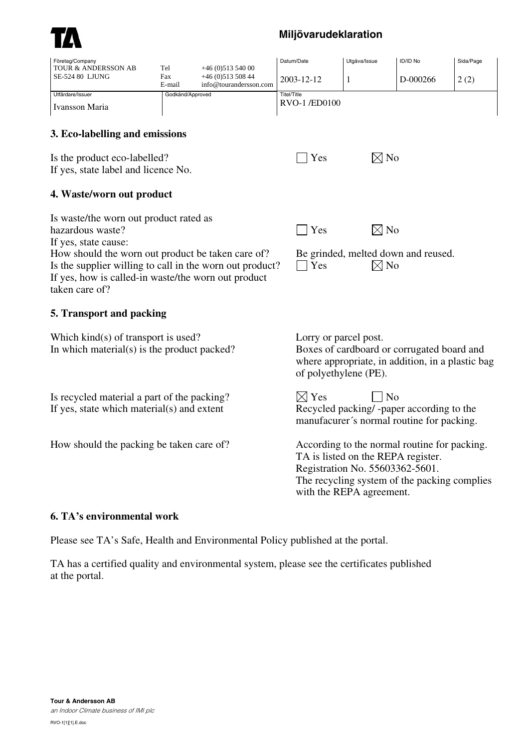| Företag/Company | | | Datum/Date | Utgåva/Issue | ID/ID No | Sida/Page |
|---|---|---|---|---|---|---|
| TOUR & ANDERSSON AB<br>SE-524 80 LJUNG | Tel<br>Fax<br>E-mail | +46 (0)513 540 00<br>+46 (0)513 508 44<br>info@tourandersson.com | 2003-12-12 | 1 | D-000266 | 2 (2) |
| Utfärdare/Issuer | Godkänd/Approved | | Titel/Title | | | |
| Ivansson Maria | | | RVO-1 /ED0100 | | | |

### 3. Eco-labelling and emissions

| | |
|---|---|
| Is the product eco-labelled?<br>If yes, state label and licence No. | ☐ Yes ☒ No |

### 4. Waste/worn out product

| | |
|---|---|
| Is waste/the worn out product rated as hazardous waste?<br>If yes, state cause: | ☐ Yes ☒ No |
| How should the worn out product be taken care of? | Be grinded, melted down and reused. |
| Is the supplier willing to call in the worn out product?<br>If yes, how is called-in waste/the worn out product taken care of? | ☐ Yes ☒ No |

### 5. Transport and packing

| | |
|---|---|
| Which kind(s) of transport is used? | Lorry or parcel post. |
| In which material(s) is the product packed? | Boxes of cardboard or corrugated board and where appropriate, in addition, in a plastic bag of polyethylene (PE). |
| Is recycled material a part of the packing?<br>If yes, state which material(s) and extent | ☒ Yes ☐ No<br>Recycled packing/ -paper according to the manufacurer´s normal routine for packing. |
| How should the packing be taken care of? | According to the normal routine for packing. TA is listed on the REPA register. Registration No. 55603362-5601. The recycling system of the packing complies with the REPA agreement. |

### 6. TA's environmental work

Please see TA's Safe, Health and Environmental Policy published at the portal.

TA has a certified quality and environmental system, please see the certificates published at the portal.